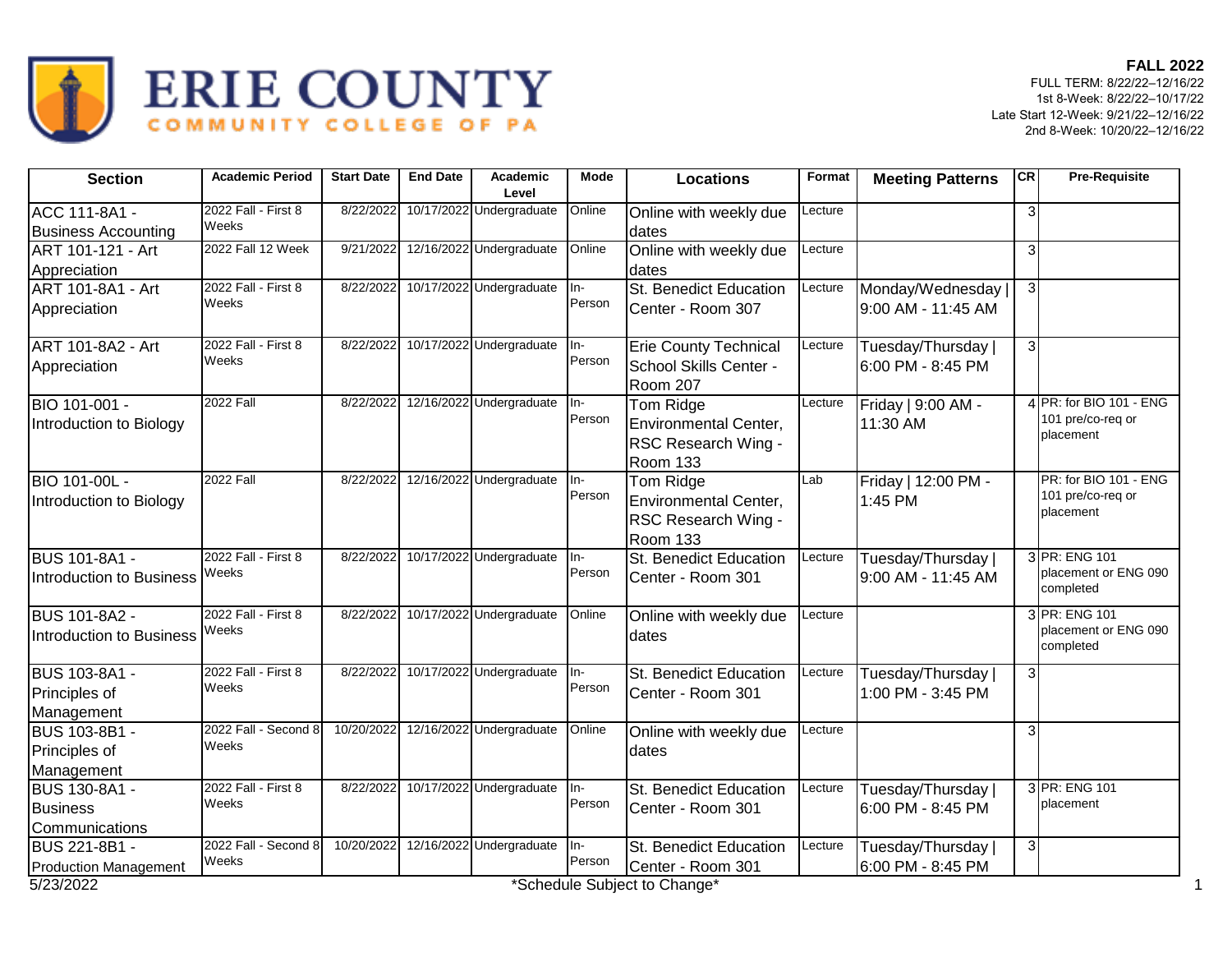# ERIE COUNTY COMMUNITY COLLEGE OF PA

**FALL 2022**
FULL TERM: 8/22/22–12/16/22
1st 8-Week: 8/22/22–10/17/22
Late Start 12-Week: 9/21/22–12/16/22
2nd 8-Week: 10/20/22–12/16/22

| Section | Academic Period | Start Date | End Date | Academic Level | Mode | Locations | Format | Meeting Patterns | CR | Pre-Requisite |
|---|---|---|---|---|---|---|---|---|---|---|
| ACC 111-8A1 - Business Accounting | 2022 Fall - First 8 Weeks | 8/22/2022 | 10/17/2022 | Undergraduate | Online | Online with weekly due dates | Lecture | | 3 | |
| ART 101-121 - Art Appreciation | 2022 Fall 12 Week | 9/21/2022 | 12/16/2022 | Undergraduate | Online | Online with weekly due dates | Lecture | | 3 | |
| ART 101-8A1 - Art Appreciation | 2022 Fall - First 8 Weeks | 8/22/2022 | 10/17/2022 | Undergraduate | In-Person | St. Benedict Education Center - Room 307 | Lecture | Monday/Wednesday \| 9:00 AM - 11:45 AM | 3 | |
| ART 101-8A2 - Art Appreciation | 2022 Fall - First 8 Weeks | 8/22/2022 | 10/17/2022 | Undergraduate | In-Person | Erie County Technical School Skills Center - Room 207 | Lecture | Tuesday/Thursday \| 6:00 PM - 8:45 PM | 3 | |
| BIO 101-001 - Introduction to Biology | 2022 Fall | 8/22/2022 | 12/16/2022 | Undergraduate | In-Person | Tom Ridge Environmental Center, RSC Research Wing - Room 133 | Lecture | Friday \| 9:00 AM - 11:30 AM | 4 | PR: for BIO 101 - ENG 101 pre/co-req or placement |
| BIO 101-00L - Introduction to Biology | 2022 Fall | 8/22/2022 | 12/16/2022 | Undergraduate | In-Person | Tom Ridge Environmental Center, RSC Research Wing - Room 133 | Lab | Friday \| 12:00 PM - 1:45 PM | | PR: for BIO 101 - ENG 101 pre/co-req or placement |
| BUS 101-8A1 - Introduction to Business | 2022 Fall - First 8 Weeks | 8/22/2022 | 10/17/2022 | Undergraduate | In-Person | St. Benedict Education Center - Room 301 | Lecture | Tuesday/Thursday \| 9:00 AM - 11:45 AM | 3 | PR: ENG 101 placement or ENG 090 completed |
| BUS 101-8A2 - Introduction to Business | 2022 Fall - First 8 Weeks | 8/22/2022 | 10/17/2022 | Undergraduate | Online | Online with weekly due dates | Lecture | | 3 | PR: ENG 101 placement or ENG 090 completed |
| BUS 103-8A1 - Principles of Management | 2022 Fall - First 8 Weeks | 8/22/2022 | 10/17/2022 | Undergraduate | In-Person | St. Benedict Education Center - Room 301 | Lecture | Tuesday/Thursday \| 1:00 PM - 3:45 PM | 3 | |
| BUS 103-8B1 - Principles of Management | 2022 Fall - Second 8 Weeks | 10/20/2022 | 12/16/2022 | Undergraduate | Online | Online with weekly due dates | Lecture | | 3 | |
| BUS 130-8A1 - Business Communications | 2022 Fall - First 8 Weeks | 8/22/2022 | 10/17/2022 | Undergraduate | In-Person | St. Benedict Education Center - Room 301 | Lecture | Tuesday/Thursday \| 6:00 PM - 8:45 PM | 3 | PR: ENG 101 placement |
| BUS 221-8B1 - Production Management | 2022 Fall - Second 8 Weeks | 10/20/2022 | 12/16/2022 | Undergraduate | In-Person | St. Benedict Education Center - Room 301 | Lecture | Tuesday/Thursday \| 6:00 PM - 8:45 PM | 3 | |

5/23/2022

*Schedule Subject to Change*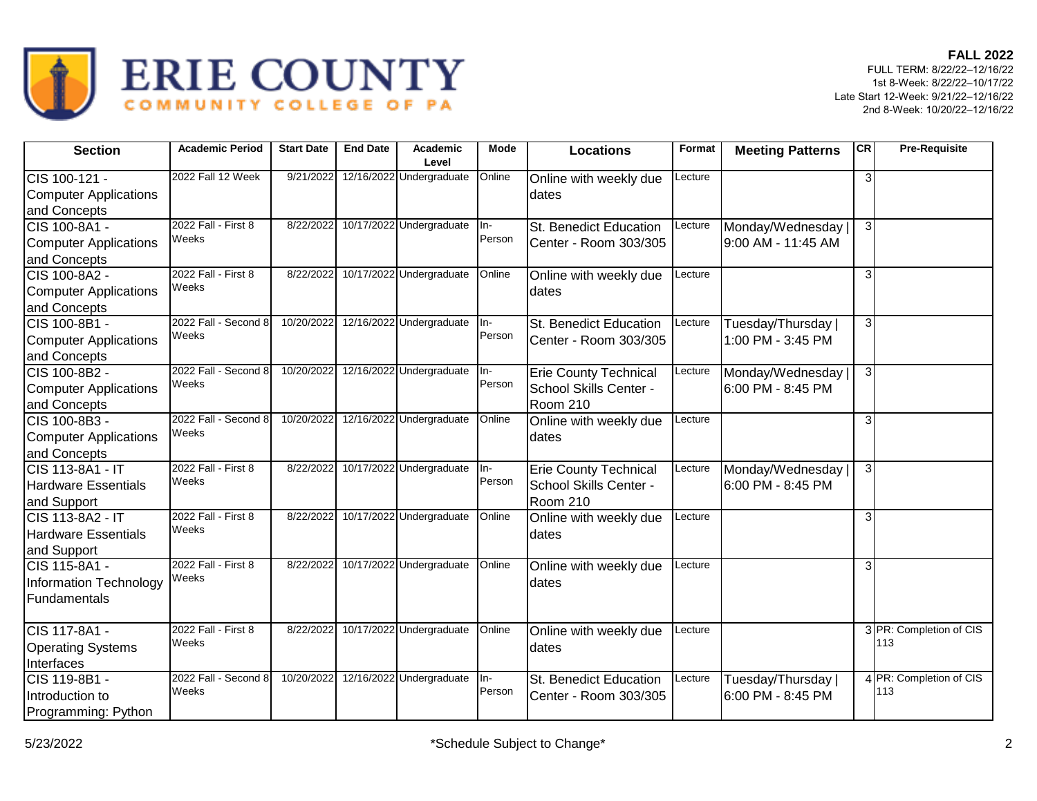# ERIE COUNTY

COMMUNITY COLLEGE OF PA

**FALL 2022**

FULL TERM: 8/22/22–12/16/22
1st 8-Week: 8/22/22–10/17/22
Late Start 12-Week: 9/21/22–12/16/22
2nd 8-Week: 10/20/22–12/16/22

| Section | Academic Period | Start Date | End Date | Academic Level | Mode | Locations | Format | Meeting Patterns | CR | Pre-Requisite |
|---|---|---|---|---|---|---|---|---|---|---|
| CIS 100-121 - Computer Applications and Concepts | 2022 Fall 12 Week | 9/21/2022 | 12/16/2022 | Undergraduate | Online | Online with weekly due dates | Lecture | | 3 | |
| CIS 100-8A1 - Computer Applications and Concepts | 2022 Fall - First 8 Weeks | 8/22/2022 | 10/17/2022 | Undergraduate | In-Person | St. Benedict Education Center - Room 303/305 | Lecture | Monday/Wednesday \| 9:00 AM - 11:45 AM | 3 | |
| CIS 100-8A2 - Computer Applications and Concepts | 2022 Fall - First 8 Weeks | 8/22/2022 | 10/17/2022 | Undergraduate | Online | Online with weekly due dates | Lecture | | 3 | |
| CIS 100-8B1 - Computer Applications and Concepts | 2022 Fall - Second 8 Weeks | 10/20/2022 | 12/16/2022 | Undergraduate | In-Person | St. Benedict Education Center - Room 303/305 | Lecture | Tuesday/Thursday \| 1:00 PM - 3:45 PM | 3 | |
| CIS 100-8B2 - Computer Applications and Concepts | 2022 Fall - Second 8 Weeks | 10/20/2022 | 12/16/2022 | Undergraduate | In-Person | Erie County Technical School Skills Center - Room 210 | Lecture | Monday/Wednesday \| 6:00 PM - 8:45 PM | 3 | |
| CIS 100-8B3 - Computer Applications and Concepts | 2022 Fall - Second 8 Weeks | 10/20/2022 | 12/16/2022 | Undergraduate | Online | Online with weekly due dates | Lecture | | 3 | |
| CIS 113-8A1 - IT Hardware Essentials and Support | 2022 Fall - First 8 Weeks | 8/22/2022 | 10/17/2022 | Undergraduate | In-Person | Erie County Technical School Skills Center - Room 210 | Lecture | Monday/Wednesday \| 6:00 PM - 8:45 PM | 3 | |
| CIS 113-8A2 - IT Hardware Essentials and Support | 2022 Fall - First 8 Weeks | 8/22/2022 | 10/17/2022 | Undergraduate | Online | Online with weekly due dates | Lecture | | 3 | |
| CIS 115-8A1 - Information Technology Fundamentals | 2022 Fall - First 8 Weeks | 8/22/2022 | 10/17/2022 | Undergraduate | Online | Online with weekly due dates | Lecture | | 3 | |
| CIS 117-8A1 - Operating Systems Interfaces | 2022 Fall - First 8 Weeks | 8/22/2022 | 10/17/2022 | Undergraduate | Online | Online with weekly due dates | Lecture | | 3 | PR: Completion of CIS 113 |
| CIS 119-8B1 - Introduction to Programming: Python | 2022 Fall - Second 8 Weeks | 10/20/2022 | 12/16/2022 | Undergraduate | In-Person | St. Benedict Education Center - Room 303/305 | Lecture | Tuesday/Thursday \| 6:00 PM - 8:45 PM | 4 | PR: Completion of CIS 113 |

5/23/2022 *Schedule Subject to Change*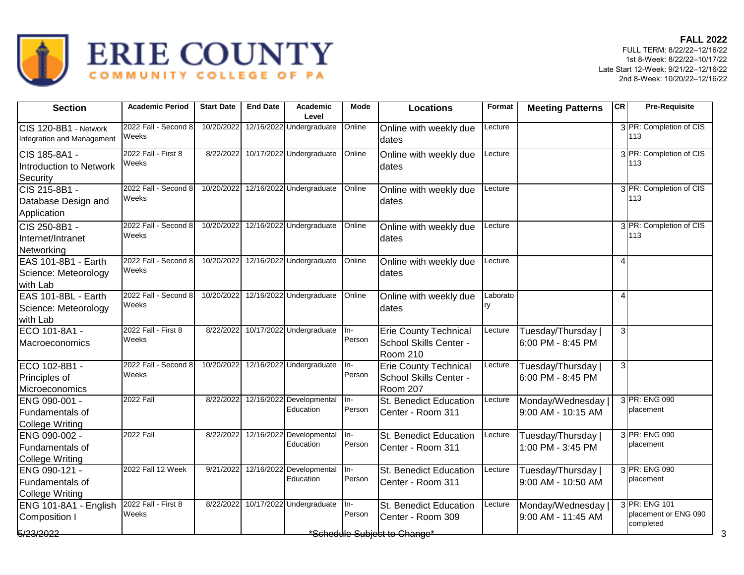# ERIE COUNTY COMMUNITY COLLEGE OF PA

**FALL 2022**
FULL TERM: 8/22/22–12/16/22
1st 8-Week: 8/22/22–10/17/22
Late Start 12-Week: 9/21/22–12/16/22
2nd 8-Week: 10/20/22–12/16/22

| Section | Academic Period | Start Date | End Date | Academic Level | Mode | Locations | Format | Meeting Patterns | CR | Pre-Requisite |
|---|---|---|---|---|---|---|---|---|---|---|
| CIS 120-8B1 - Network Integration and Management | 2022 Fall - Second 8 Weeks | 10/20/2022 | 12/16/2022 | Undergraduate | Online | Online with weekly due dates | Lecture | | 3 | PR: Completion of CIS 113 |
| CIS 185-8A1 - Introduction to Network Security | 2022 Fall - First 8 Weeks | 8/22/2022 | 10/17/2022 | Undergraduate | Online | Online with weekly due dates | Lecture | | 3 | PR: Completion of CIS 113 |
| CIS 215-8B1 - Database Design and Application | 2022 Fall - Second 8 Weeks | 10/20/2022 | 12/16/2022 | Undergraduate | Online | Online with weekly due dates | Lecture | | 3 | PR: Completion of CIS 113 |
| CIS 250-8B1 - Internet/Intranet Networking | 2022 Fall - Second 8 Weeks | 10/20/2022 | 12/16/2022 | Undergraduate | Online | Online with weekly due dates | Lecture | | 3 | PR: Completion of CIS 113 |
| EAS 101-8B1 - Earth Science: Meteorology with Lab | 2022 Fall - Second 8 Weeks | 10/20/2022 | 12/16/2022 | Undergraduate | Online | Online with weekly due dates | Lecture | | 4 | |
| EAS 101-8BL - Earth Science: Meteorology with Lab | 2022 Fall - Second 8 Weeks | 10/20/2022 | 12/16/2022 | Undergraduate | Online | Online with weekly due dates | Laboratory | | 4 | |
| ECO 101-8A1 - Macroeconomics | 2022 Fall - First 8 Weeks | 8/22/2022 | 10/17/2022 | Undergraduate | In-Person | Erie County Technical School Skills Center - Room 210 | Lecture | Tuesday/Thursday \| 6:00 PM - 8:45 PM | 3 | |
| ECO 102-8B1 - Principles of Microeconomics | 2022 Fall - Second 8 Weeks | 10/20/2022 | 12/16/2022 | Undergraduate | In-Person | Erie County Technical School Skills Center - Room 207 | Lecture | Tuesday/Thursday \| 6:00 PM - 8:45 PM | 3 | |
| ENG 090-001 - Fundamentals of College Writing | 2022 Fall | 8/22/2022 | 12/16/2022 | Developmental Education | In-Person | St. Benedict Education Center - Room 311 | Lecture | Monday/Wednesday \| 9:00 AM - 10:15 AM | 3 | PR: ENG 090 placement |
| ENG 090-002 - Fundamentals of College Writing | 2022 Fall | 8/22/2022 | 12/16/2022 | Developmental Education | In-Person | St. Benedict Education Center - Room 311 | Lecture | Tuesday/Thursday \| 1:00 PM - 3:45 PM | 3 | PR: ENG 090 placement |
| ENG 090-121 - Fundamentals of College Writing | 2022 Fall 12 Week | 9/21/2022 | 12/16/2022 | Developmental Education | In-Person | St. Benedict Education Center - Room 311 | Lecture | Tuesday/Thursday \| 9:00 AM - 10:50 AM | 3 | PR: ENG 090 placement |
| ENG 101-8A1 - English Composition I | 2022 Fall - First 8 Weeks | 8/22/2022 | 10/17/2022 | Undergraduate | In-Person | St. Benedict Education Center - Room 309 | Lecture | Monday/Wednesday \| 9:00 AM - 11:45 AM | 3 | PR: ENG 101 placement or ENG 090 completed |

5/23/2022 *Schedule Subject to Change*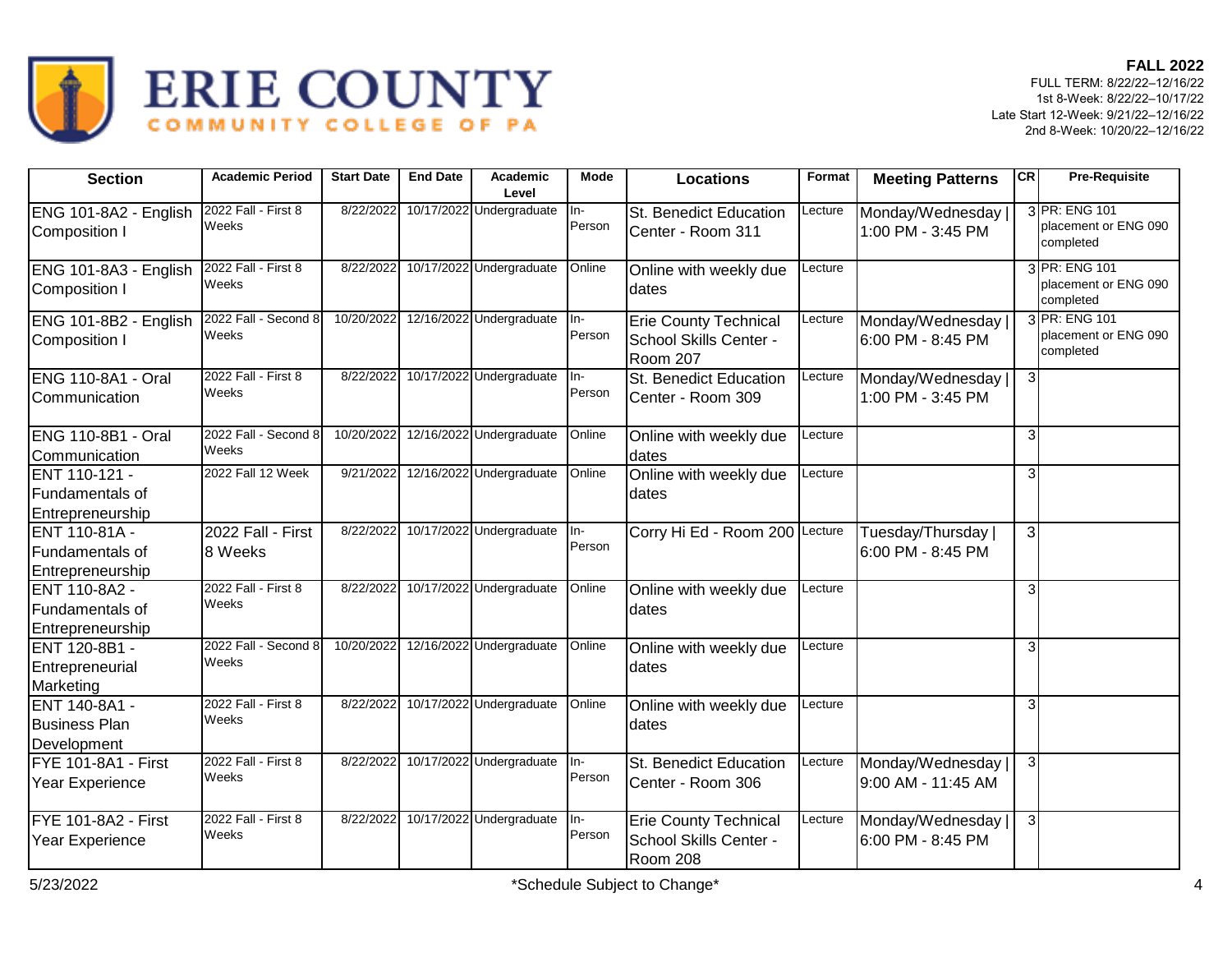# ERIE COUNTY COMMUNITY COLLEGE OF PA

**FALL 2022**
FULL TERM: 8/22/22–12/16/22
1st 8-Week: 8/22/22–10/17/22
Late Start 12-Week: 9/21/22–12/16/22
2nd 8-Week: 10/20/22–12/16/22

| Section | Academic Period | Start Date | End Date | Academic Level | Mode | Locations | Format | Meeting Patterns | CR | Pre-Requisite |
|---|---|---|---|---|---|---|---|---|---|---|
| ENG 101-8A2 - English Composition I | 2022 Fall - First 8 Weeks | 8/22/2022 | 10/17/2022 | Undergraduate | In-Person | St. Benedict Education Center - Room 311 | Lecture | Monday/Wednesday \| 1:00 PM - 3:45 PM | 3 | PR: ENG 101 placement or ENG 090 completed |
| ENG 101-8A3 - English Composition I | 2022 Fall - First 8 Weeks | 8/22/2022 | 10/17/2022 | Undergraduate | Online | Online with weekly due dates | Lecture | | 3 | PR: ENG 101 placement or ENG 090 completed |
| ENG 101-8B2 - English Composition I | 2022 Fall - Second 8 Weeks | 10/20/2022 | 12/16/2022 | Undergraduate | In-Person | Erie County Technical School Skills Center - Room 207 | Lecture | Monday/Wednesday \| 6:00 PM - 8:45 PM | 3 | PR: ENG 101 placement or ENG 090 completed |
| ENG 110-8A1 - Oral Communication | 2022 Fall - First 8 Weeks | 8/22/2022 | 10/17/2022 | Undergraduate | In-Person | St. Benedict Education Center - Room 309 | Lecture | Monday/Wednesday \| 1:00 PM - 3:45 PM | 3 | |
| ENG 110-8B1 - Oral Communication | 2022 Fall - Second 8 Weeks | 10/20/2022 | 12/16/2022 | Undergraduate | Online | Online with weekly due dates | Lecture | | 3 | |
| ENT 110-121 - Fundamentals of Entrepreneurship | 2022 Fall 12 Week | 9/21/2022 | 12/16/2022 | Undergraduate | Online | Online with weekly due dates | Lecture | | 3 | |
| ENT 110-81A - Fundamentals of Entrepreneurship | 2022 Fall - First 8 Weeks | 8/22/2022 | 10/17/2022 | Undergraduate | In-Person | Corry Hi Ed - Room 200 | Lecture | Tuesday/Thursday \| 6:00 PM - 8:45 PM | 3 | |
| ENT 110-8A2 - Fundamentals of Entrepreneurship | 2022 Fall - First 8 Weeks | 8/22/2022 | 10/17/2022 | Undergraduate | Online | Online with weekly due dates | Lecture | | 3 | |
| ENT 120-8B1 - Entrepreneurial Marketing | 2022 Fall - Second 8 Weeks | 10/20/2022 | 12/16/2022 | Undergraduate | Online | Online with weekly due dates | Lecture | | 3 | |
| ENT 140-8A1 - Business Plan Development | 2022 Fall - First 8 Weeks | 8/22/2022 | 10/17/2022 | Undergraduate | Online | Online with weekly due dates | Lecture | | 3 | |
| FYE 101-8A1 - First Year Experience | 2022 Fall - First 8 Weeks | 8/22/2022 | 10/17/2022 | Undergraduate | In-Person | St. Benedict Education Center - Room 306 | Lecture | Monday/Wednesday \| 9:00 AM - 11:45 AM | 3 | |
| FYE 101-8A2 - First Year Experience | 2022 Fall - First 8 Weeks | 8/22/2022 | 10/17/2022 | Undergraduate | In-Person | Erie County Technical School Skills Center - Room 208 | Lecture | Monday/Wednesday \| 6:00 PM - 8:45 PM | 3 | |

5/23/2022 *Schedule Subject to Change*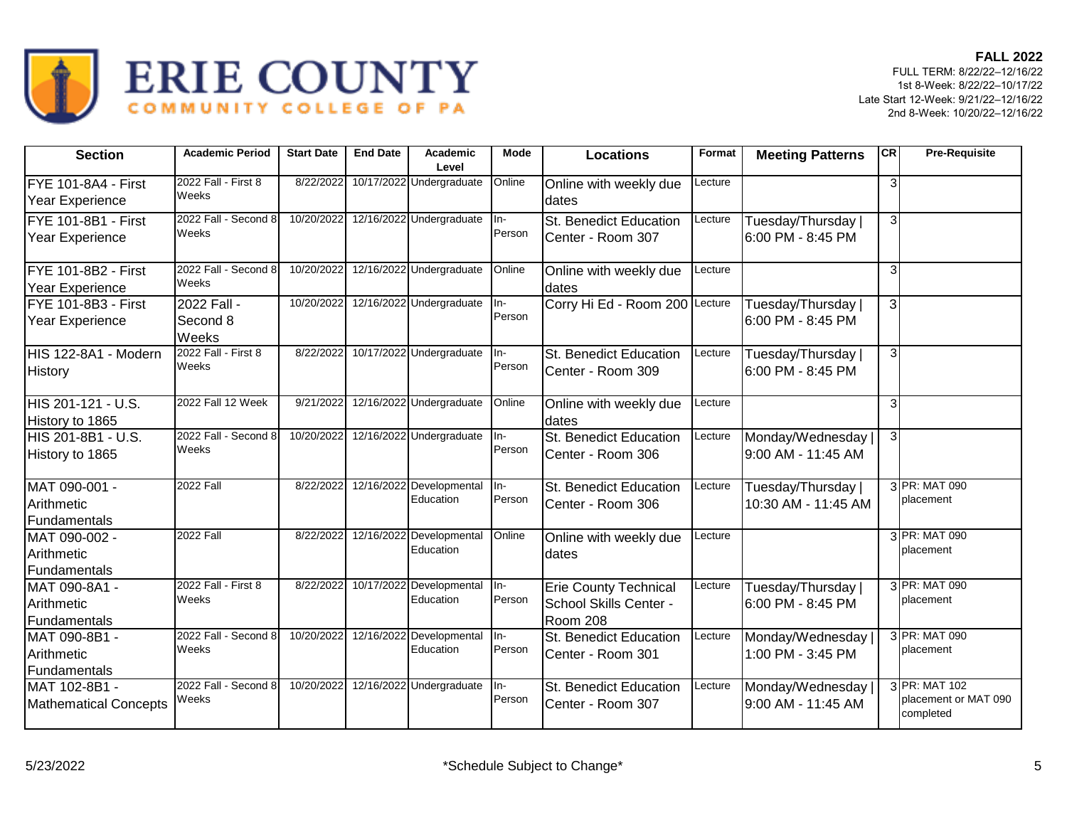# ERIE COUNTY COMMUNITY COLLEGE OF PA

**FALL 2022**
FULL TERM: 8/22/22–12/16/22
1st 8-Week: 8/22/22–10/17/22
Late Start 12-Week: 9/21/22–12/16/22
2nd 8-Week: 10/20/22–12/16/22

| Section | Academic Period | Start Date | End Date | Academic Level | Mode | Locations | Format | Meeting Patterns | CR | Pre-Requisite |
|---|---|---|---|---|---|---|---|---|---|---|
| FYE 101-8A4 - First Year Experience | 2022 Fall - First 8 Weeks | 8/22/2022 | 10/17/2022 | Undergraduate | Online | Online with weekly due dates | Lecture | | 3 | |
| FYE 101-8B1 - First Year Experience | 2022 Fall - Second 8 Weeks | 10/20/2022 | 12/16/2022 | Undergraduate | In-Person | St. Benedict Education Center - Room 307 | Lecture | Tuesday/Thursday \| 6:00 PM - 8:45 PM | 3 | |
| FYE 101-8B2 - First Year Experience | 2022 Fall - Second 8 Weeks | 10/20/2022 | 12/16/2022 | Undergraduate | Online | Online with weekly due dates | Lecture | | 3 | |
| FYE 101-8B3 - First Year Experience | 2022 Fall - Second 8 Weeks | 10/20/2022 | 12/16/2022 | Undergraduate | In-Person | Corry Hi Ed - Room 200 | Lecture | Tuesday/Thursday \| 6:00 PM - 8:45 PM | 3 | |
| HIS 122-8A1 - Modern History | 2022 Fall - First 8 Weeks | 8/22/2022 | 10/17/2022 | Undergraduate | In-Person | St. Benedict Education Center - Room 309 | Lecture | Tuesday/Thursday \| 6:00 PM - 8:45 PM | 3 | |
| HIS 201-121 - U.S. History to 1865 | 2022 Fall 12 Week | 9/21/2022 | 12/16/2022 | Undergraduate | Online | Online with weekly due dates | Lecture | | 3 | |
| HIS 201-8B1 - U.S. History to 1865 | 2022 Fall - Second 8 Weeks | 10/20/2022 | 12/16/2022 | Undergraduate | In-Person | St. Benedict Education Center - Room 306 | Lecture | Monday/Wednesday \| 9:00 AM - 11:45 AM | 3 | |
| MAT 090-001 - Arithmetic Fundamentals | 2022 Fall | 8/22/2022 | 12/16/2022 | Developmental Education | In-Person | St. Benedict Education Center - Room 306 | Lecture | Tuesday/Thursday \| 10:30 AM - 11:45 AM | 3 | PR: MAT 090 placement |
| MAT 090-002 - Arithmetic Fundamentals | 2022 Fall | 8/22/2022 | 12/16/2022 | Developmental Education | Online | Online with weekly due dates | Lecture | | 3 | PR: MAT 090 placement |
| MAT 090-8A1 - Arithmetic Fundamentals | 2022 Fall - First 8 Weeks | 8/22/2022 | 10/17/2022 | Developmental Education | In-Person | Erie County Technical School Skills Center - Room 208 | Lecture | Tuesday/Thursday \| 6:00 PM - 8:45 PM | 3 | PR: MAT 090 placement |
| MAT 090-8B1 - Arithmetic Fundamentals | 2022 Fall - Second 8 Weeks | 10/20/2022 | 12/16/2022 | Developmental Education | In-Person | St. Benedict Education Center - Room 301 | Lecture | Monday/Wednesday \| 1:00 PM - 3:45 PM | 3 | PR: MAT 090 placement |
| MAT 102-8B1 - Mathematical Concepts | 2022 Fall - Second 8 Weeks | 10/20/2022 | 12/16/2022 | Undergraduate | In-Person | St. Benedict Education Center - Room 307 | Lecture | Monday/Wednesday \| 9:00 AM - 11:45 AM | 3 | PR: MAT 102 placement or MAT 090 completed |

5/23/2022 *Schedule Subject to Change*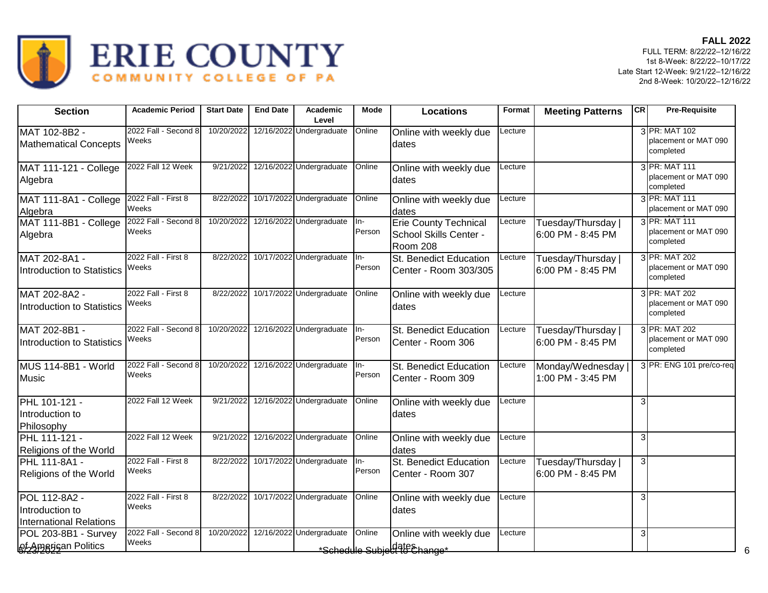# ERIE COUNTY COMMUNITY COLLEGE OF PA

**FALL 2022**
FULL TERM: 8/22/22–12/16/22
1st 8-Week: 8/22/22–10/17/22
Late Start 12-Week: 9/21/22–12/16/22
2nd 8-Week: 10/20/22–12/16/22

| Section | Academic Period | Start Date | End Date | Academic Level | Mode | Locations | Format | Meeting Patterns | CR | Pre-Requisite |
|---|---|---|---|---|---|---|---|---|---|---|
| MAT 102-8B2 - Mathematical Concepts | 2022 Fall - Second 8 Weeks | 10/20/2022 | 12/16/2022 | Undergraduate | Online | Online with weekly due dates | Lecture | | 3 | PR: MAT 102 placement or MAT 090 completed |
| MAT 111-121 - College Algebra | 2022 Fall 12 Week | 9/21/2022 | 12/16/2022 | Undergraduate | Online | Online with weekly due dates | Lecture | | 3 | PR: MAT 111 placement or MAT 090 completed |
| MAT 111-8A1 - College Algebra | 2022 Fall - First 8 Weeks | 8/22/2022 | 10/17/2022 | Undergraduate | Online | Online with weekly due dates | Lecture | | 3 | PR: MAT 111 placement or MAT 090 |
| MAT 111-8B1 - College Algebra | 2022 Fall - Second 8 Weeks | 10/20/2022 | 12/16/2022 | Undergraduate | In-Person | Erie County Technical School Skills Center - Room 208 | Lecture | Tuesday/Thursday \| 6:00 PM - 8:45 PM | 3 | PR: MAT 111 placement or MAT 090 completed |
| MAT 202-8A1 - Introduction to Statistics | 2022 Fall - First 8 Weeks | 8/22/2022 | 10/17/2022 | Undergraduate | In-Person | St. Benedict Education Center - Room 303/305 | Lecture | Tuesday/Thursday \| 6:00 PM - 8:45 PM | 3 | PR: MAT 202 placement or MAT 090 completed |
| MAT 202-8A2 - Introduction to Statistics | 2022 Fall - First 8 Weeks | 8/22/2022 | 10/17/2022 | Undergraduate | Online | Online with weekly due dates | Lecture | | 3 | PR: MAT 202 placement or MAT 090 completed |
| MAT 202-8B1 - Introduction to Statistics | 2022 Fall - Second 8 Weeks | 10/20/2022 | 12/16/2022 | Undergraduate | In-Person | St. Benedict Education Center - Room 306 | Lecture | Tuesday/Thursday \| 6:00 PM - 8:45 PM | 3 | PR: MAT 202 placement or MAT 090 completed |
| MUS 114-8B1 - World Music | 2022 Fall - Second 8 Weeks | 10/20/2022 | 12/16/2022 | Undergraduate | In-Person | St. Benedict Education Center - Room 309 | Lecture | Monday/Wednesday \| 1:00 PM - 3:45 PM | 3 | PR: ENG 101 pre/co-req |
| PHL 101-121 - Introduction to Philosophy | 2022 Fall 12 Week | 9/21/2022 | 12/16/2022 | Undergraduate | Online | Online with weekly due dates | Lecture | | 3 | |
| PHL 111-121 - Religions of the World | 2022 Fall 12 Week | 9/21/2022 | 12/16/2022 | Undergraduate | Online | Online with weekly due dates | Lecture | | 3 | |
| PHL 111-8A1 - Religions of the World | 2022 Fall - First 8 Weeks | 8/22/2022 | 10/17/2022 | Undergraduate | In-Person | St. Benedict Education Center - Room 307 | Lecture | Tuesday/Thursday \| 6:00 PM - 8:45 PM | 3 | |
| POL 112-8A2 - Introduction to International Relations | 2022 Fall - First 8 Weeks | 8/22/2022 | 10/17/2022 | Undergraduate | Online | Online with weekly due dates | Lecture | | 3 | |
| POL 203-8B1 - Survey of American Politics | 2022 Fall - Second 8 Weeks | 10/20/2022 | 12/16/2022 | Undergraduate | Online | Online with weekly due dates | Lecture | | 3 | |

*Schedule Subject to Change*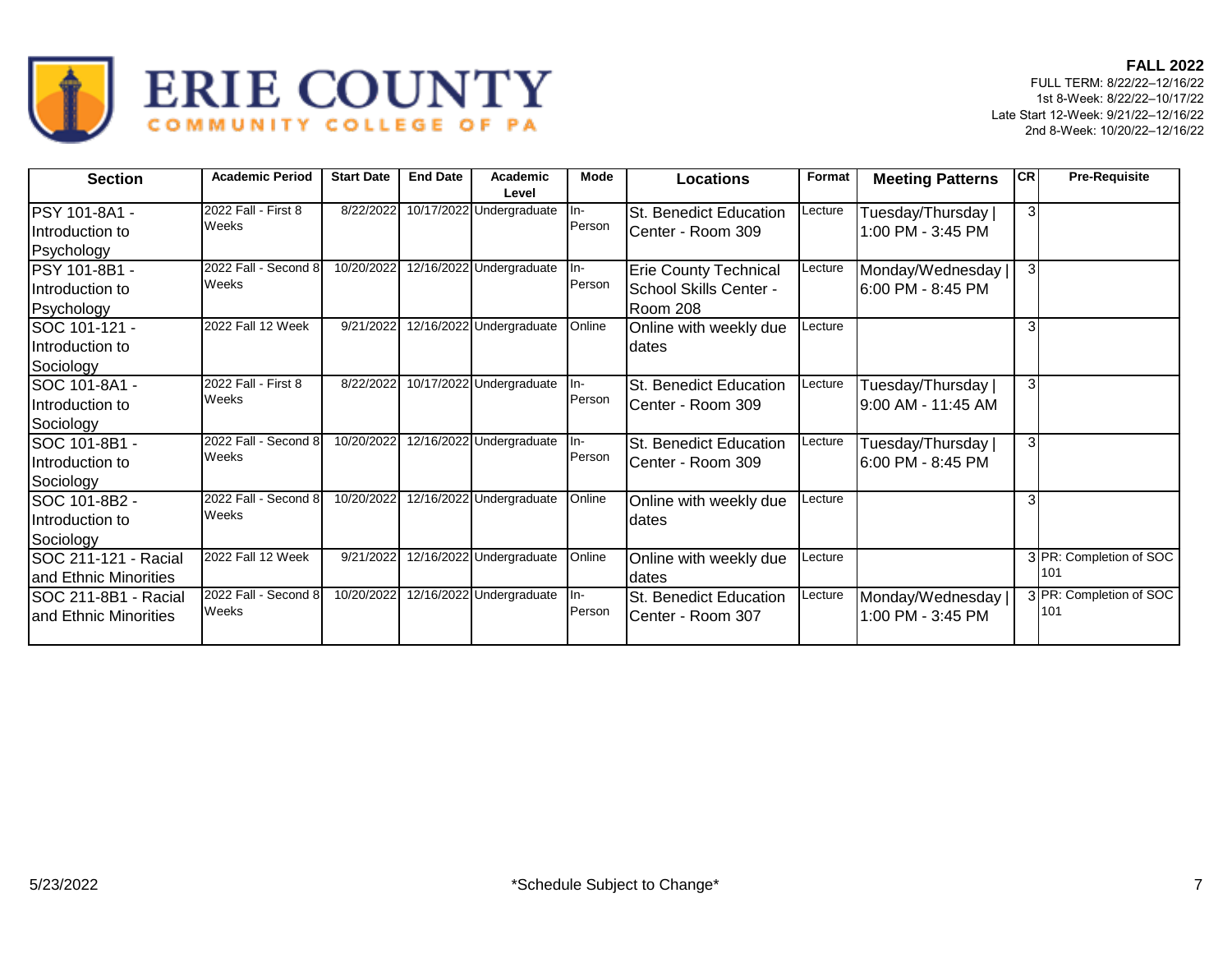ERIE COUNTY
COMMUNITY COLLEGE OF PA

**FALL 2022**
FULL TERM: 8/22/22–12/16/22
1st 8-Week: 8/22/22–10/17/22
Late Start 12-Week: 9/21/22–12/16/22
2nd 8-Week: 10/20/22–12/16/22

| Section | Academic Period | Start Date | End Date | Academic Level | Mode | Locations | Format | Meeting Patterns | CR | Pre-Requisite |
|---|---|---|---|---|---|---|---|---|---|---|
| PSY 101-8A1 - Introduction to Psychology | 2022 Fall - First 8 Weeks | 8/22/2022 | 10/17/2022 | Undergraduate | In-Person | St. Benedict Education Center - Room 309 | Lecture | Tuesday/Thursday \| 1:00 PM - 3:45 PM | 3 | |
| PSY 101-8B1 - Introduction to Psychology | 2022 Fall - Second 8 Weeks | 10/20/2022 | 12/16/2022 | Undergraduate | In-Person | Erie County Technical School Skills Center - Room 208 | Lecture | Monday/Wednesday \| 6:00 PM - 8:45 PM | 3 | |
| SOC 101-121 - Introduction to Sociology | 2022 Fall 12 Week | 9/21/2022 | 12/16/2022 | Undergraduate | Online | Online with weekly due dates | Lecture | | 3 | |
| SOC 101-8A1 - Introduction to Sociology | 2022 Fall - First 8 Weeks | 8/22/2022 | 10/17/2022 | Undergraduate | In-Person | St. Benedict Education Center - Room 309 | Lecture | Tuesday/Thursday \| 9:00 AM - 11:45 AM | 3 | |
| SOC 101-8B1 - Introduction to Sociology | 2022 Fall - Second 8 Weeks | 10/20/2022 | 12/16/2022 | Undergraduate | In-Person | St. Benedict Education Center - Room 309 | Lecture | Tuesday/Thursday \| 6:00 PM - 8:45 PM | 3 | |
| SOC 101-8B2 - Introduction to Sociology | 2022 Fall - Second 8 Weeks | 10/20/2022 | 12/16/2022 | Undergraduate | Online | Online with weekly due dates | Lecture | | 3 | |
| SOC 211-121 - Racial and Ethnic Minorities | 2022 Fall 12 Week | 9/21/2022 | 12/16/2022 | Undergraduate | Online | Online with weekly due dates | Lecture | | 3 | PR: Completion of SOC 101 |
| SOC 211-8B1 - Racial and Ethnic Minorities | 2022 Fall - Second 8 Weeks | 10/20/2022 | 12/16/2022 | Undergraduate | In-Person | St. Benedict Education Center - Room 307 | Lecture | Monday/Wednesday \| 1:00 PM - 3:45 PM | 3 | PR: Completion of SOC 101 |

5/23/2022 *Schedule Subject to Change*